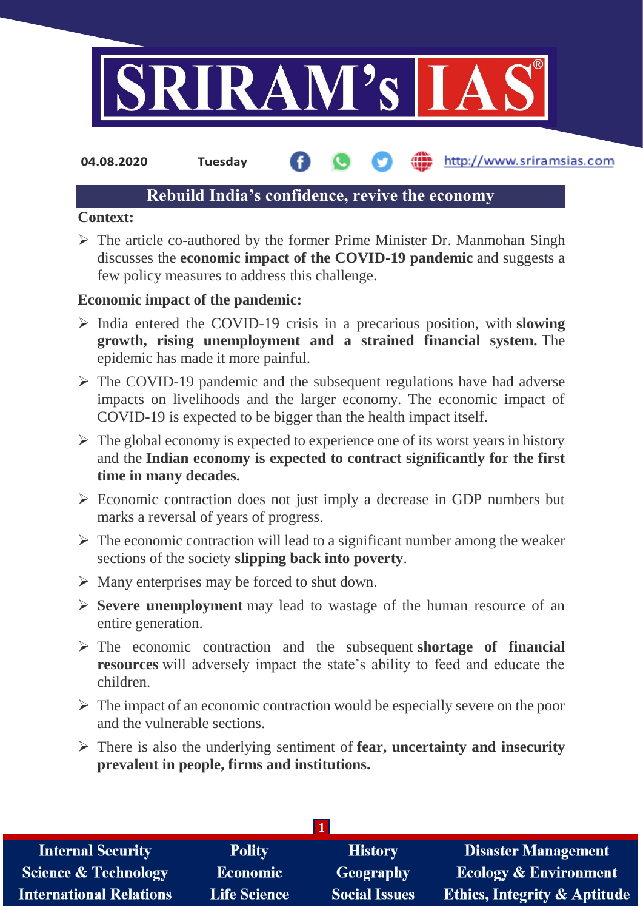04.08.2020 Tuesday http://www.sriramsias.com

## Rebuild India's confidence, revive the economy

**Context:**

- The article co-authored by the former Prime Minister Dr. Manmohan Singh discusses the **economic impact of the COVID-19 pandemic** and suggests a few policy measures to address this challenge.

**Economic impact of the pandemic:**

- India entered the COVID-19 crisis in a precarious position, with **slowing growth, rising unemployment and a strained financial system.** The epidemic has made it more painful.
- The COVID-19 pandemic and the subsequent regulations have had adverse impacts on livelihoods and the larger economy. The economic impact of COVID-19 is expected to be bigger than the health impact itself.
- The global economy is expected to experience one of its worst years in history and the **Indian economy is expected to contract significantly for the first time in many decades.**
- Economic contraction does not just imply a decrease in GDP numbers but marks a reversal of years of progress.
- The economic contraction will lead to a significant number among the weaker sections of the society **slipping back into poverty**.
- Many enterprises may be forced to shut down.
- **Severe unemployment** may lead to wastage of the human resource of an entire generation.
- The economic contraction and the subsequent **shortage of financial resources** will adversely impact the state's ability to feed and educate the children.
- The impact of an economic contraction would be especially severe on the poor and the vulnerable sections.
- There is also the underlying sentiment of **fear, uncertainty and insecurity prevalent in people, firms and institutions.**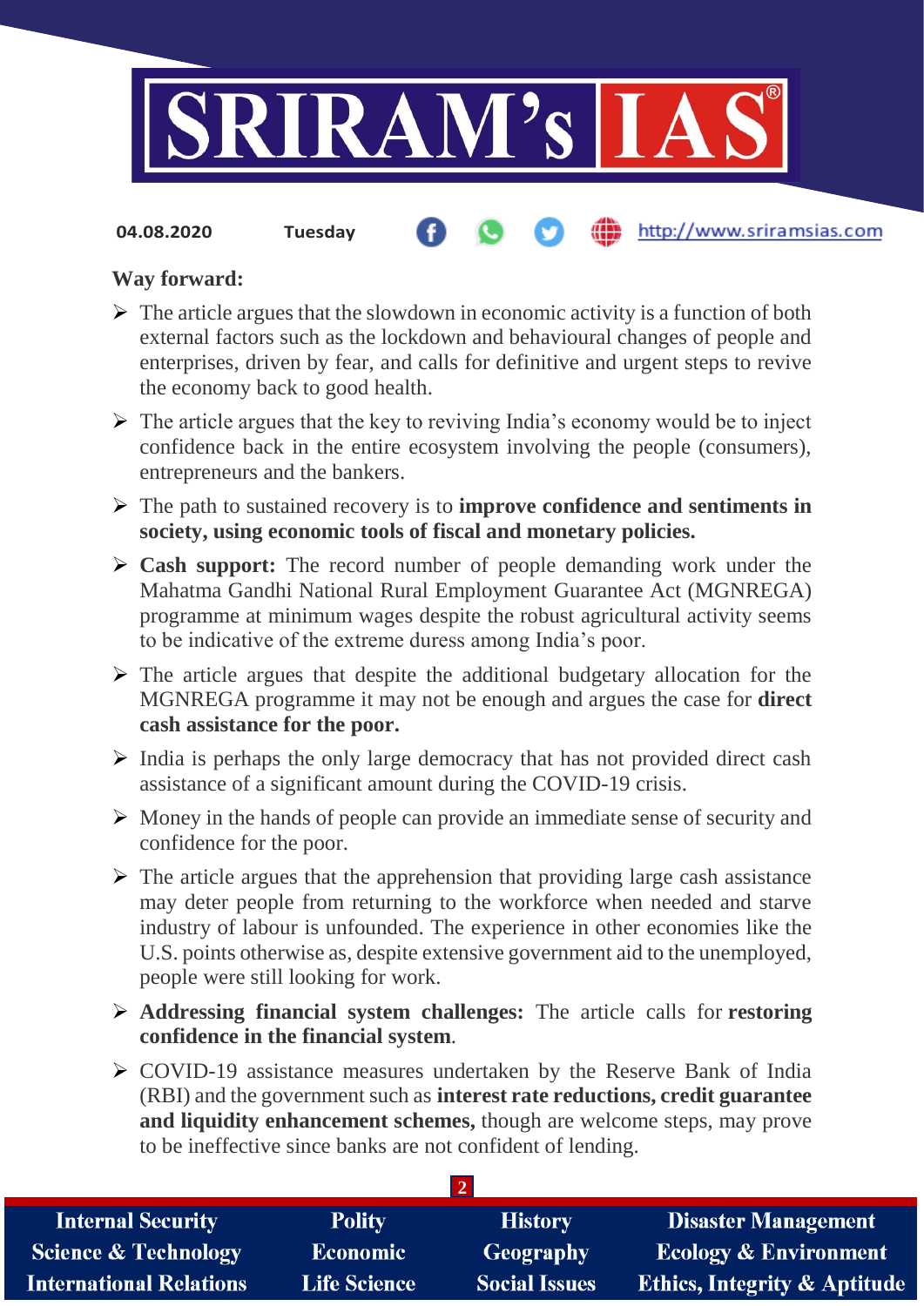**Way forward:**

- The article argues that the slowdown in economic activity is a function of both external factors such as the lockdown and behavioural changes of people and enterprises, driven by fear, and calls for definitive and urgent steps to revive the economy back to good health.
- The article argues that the key to reviving India's economy would be to inject confidence back in the entire ecosystem involving the people (consumers), entrepreneurs and the bankers.
- The path to sustained recovery is to **improve confidence and sentiments in society, using economic tools of fiscal and monetary policies.**
- **Cash support:** The record number of people demanding work under the Mahatma Gandhi National Rural Employment Guarantee Act (MGNREGA) programme at minimum wages despite the robust agricultural activity seems to be indicative of the extreme duress among India's poor.
- The article argues that despite the additional budgetary allocation for the MGNREGA programme it may not be enough and argues the case for **direct cash assistance for the poor.**
- India is perhaps the only large democracy that has not provided direct cash assistance of a significant amount during the COVID-19 crisis.
- Money in the hands of people can provide an immediate sense of security and confidence for the poor.
- The article argues that the apprehension that providing large cash assistance may deter people from returning to the workforce when needed and starve industry of labour is unfounded. The experience in other economies like the U.S. points otherwise as, despite extensive government aid to the unemployed, people were still looking for work.
- **Addressing financial system challenges:** The article calls for **restoring confidence in the financial system**.
- COVID-19 assistance measures undertaken by the Reserve Bank of India (RBI) and the government such as **interest rate reductions, credit guarantee and liquidity enhancement schemes,** though are welcome steps, may prove to be ineffective since banks are not confident of lending.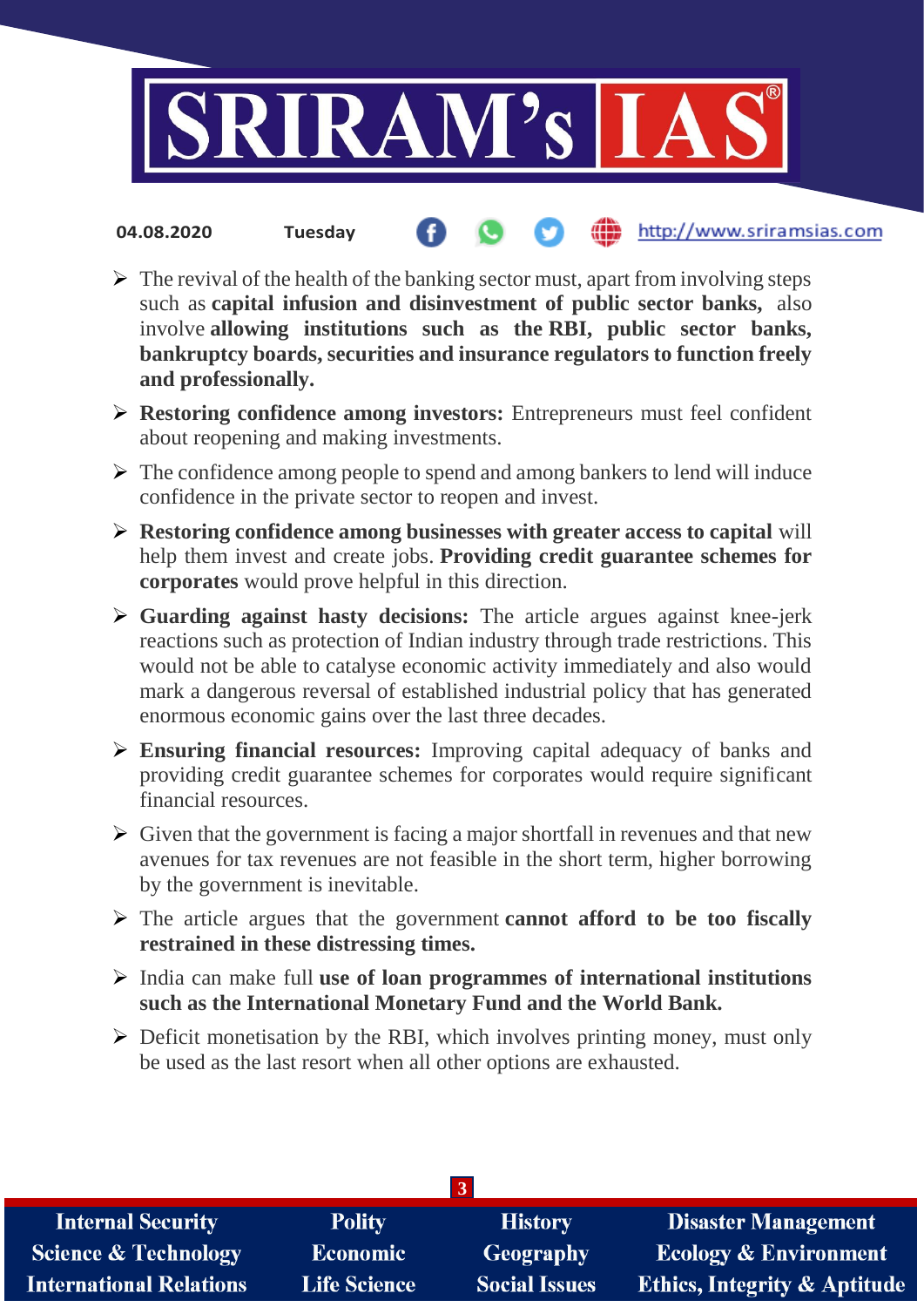- The revival of the health of the banking sector must, apart from involving steps such as **capital infusion and disinvestment of public sector banks,** also involve **allowing institutions such as the RBI, public sector banks, bankruptcy boards, securities and insurance regulators to function freely and professionally.**
- **Restoring confidence among investors:** Entrepreneurs must feel confident about reopening and making investments.
- The confidence among people to spend and among bankers to lend will induce confidence in the private sector to reopen and invest.
- **Restoring confidence among businesses with greater access to capital** will help them invest and create jobs. **Providing credit guarantee schemes for corporates** would prove helpful in this direction.
- **Guarding against hasty decisions:** The article argues against knee-jerk reactions such as protection of Indian industry through trade restrictions. This would not be able to catalyse economic activity immediately and also would mark a dangerous reversal of established industrial policy that has generated enormous economic gains over the last three decades.
- **Ensuring financial resources:** Improving capital adequacy of banks and providing credit guarantee schemes for corporates would require significant financial resources.
- Given that the government is facing a major shortfall in revenues and that new avenues for tax revenues are not feasible in the short term, higher borrowing by the government is inevitable.
- The article argues that the government **cannot afford to be too fiscally restrained in these distressing times.**
- India can make full **use of loan programmes of international institutions such as the International Monetary Fund and the World Bank.**
- Deficit monetisation by the RBI, which involves printing money, must only be used as the last resort when all other options are exhausted.